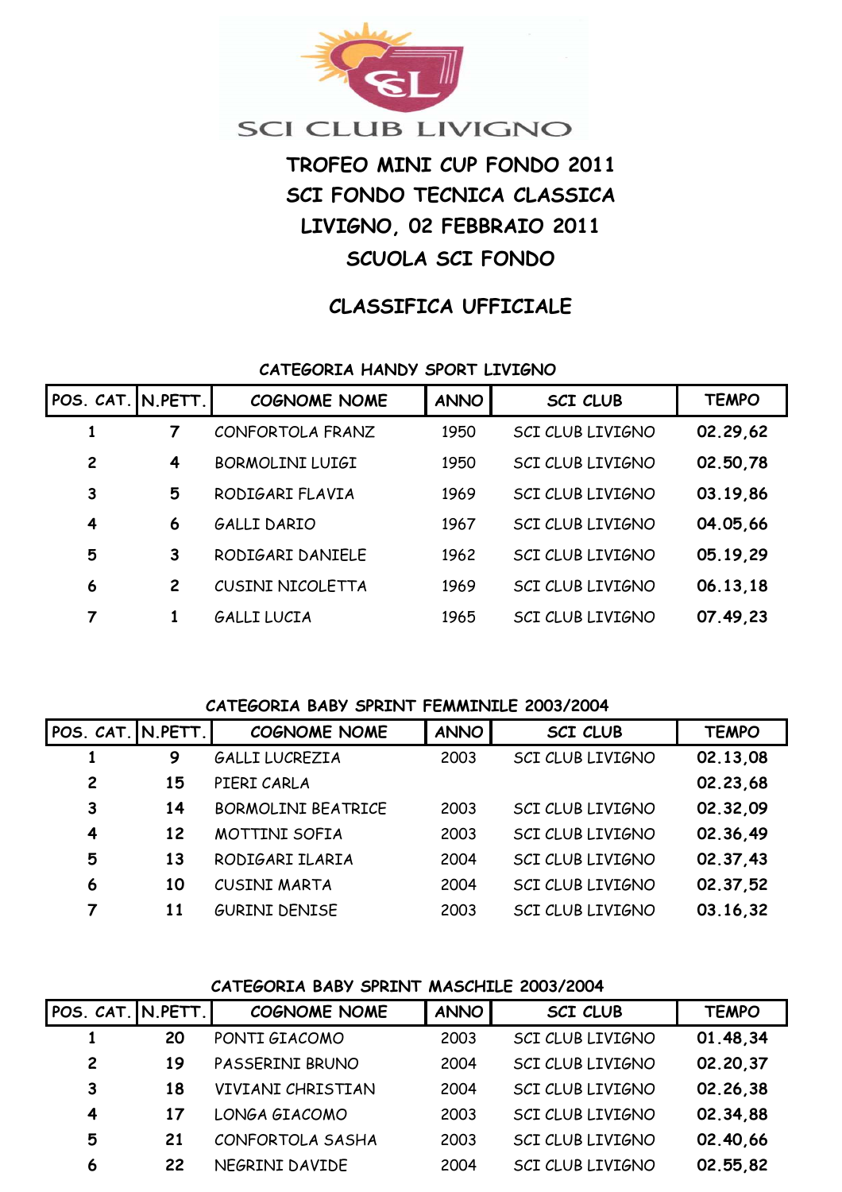SCI CLUB LIVIGNO

# TROFEO MINI CUP FONDO 2011
## SCI FONDO TECNICA CLASSICA
## LIVIGNO, 02 FEBBRAIO 2011
## SCUOLA SCI FONDO

## CLASSIFICA UFFICIALE

### CATEGORIA HANDY SPORT LIVIGNO

| POS. CAT. | N.PETT. | COGNOME NOME | ANNO | SCI CLUB | TEMPO |
|---|---|---|---|---|---|
| 1 | 7 | CONFORTOLA FRANZ | 1950 | SCI CLUB LIVIGNO | 02.29,62 |
| 2 | 4 | BORMOLINI LUIGI | 1950 | SCI CLUB LIVIGNO | 02.50,78 |
| 3 | 5 | RODIGARI FLAVIA | 1969 | SCI CLUB LIVIGNO | 03.19,86 |
| 4 | 6 | GALLI DARIO | 1967 | SCI CLUB LIVIGNO | 04.05,66 |
| 5 | 3 | RODIGARI DANIELE | 1962 | SCI CLUB LIVIGNO | 05.19,29 |
| 6 | 2 | CUSINI NICOLETTA | 1969 | SCI CLUB LIVIGNO | 06.13,18 |
| 7 | 1 | GALLI LUCIA | 1965 | SCI CLUB LIVIGNO | 07.49,23 |

### CATEGORIA BABY SPRINT FEMMINILE 2003/2004

| POS. CAT. | N.PETT. | COGNOME NOME | ANNO | SCI CLUB | TEMPO |
|---|---|---|---|---|---|
| 1 | 9 | GALLI LUCREZIA | 2003 | SCI CLUB LIVIGNO | 02.13,08 |
| 2 | 15 | PIERI CARLA | | | 02.23,68 |
| 3 | 14 | BORMOLINI BEATRICE | 2003 | SCI CLUB LIVIGNO | 02.32,09 |
| 4 | 12 | MOTTINI SOFIA | 2003 | SCI CLUB LIVIGNO | 02.36,49 |
| 5 | 13 | RODIGARI ILARIA | 2004 | SCI CLUB LIVIGNO | 02.37,43 |
| 6 | 10 | CUSINI MARTA | 2004 | SCI CLUB LIVIGNO | 02.37,52 |
| 7 | 11 | GURINI DENISE | 2003 | SCI CLUB LIVIGNO | 03.16,32 |

### CATEGORIA BABY SPRINT MASCHILE 2003/2004

| POS. CAT. | N.PETT. | COGNOME NOME | ANNO | SCI CLUB | TEMPO |
|---|---|---|---|---|---|
| 1 | 20 | PONTI GIACOMO | 2003 | SCI CLUB LIVIGNO | 01.48,34 |
| 2 | 19 | PASSERINI BRUNO | 2004 | SCI CLUB LIVIGNO | 02.20,37 |
| 3 | 18 | VIVIANI CHRISTIAN | 2004 | SCI CLUB LIVIGNO | 02.26,38 |
| 4 | 17 | LONGA GIACOMO | 2003 | SCI CLUB LIVIGNO | 02.34,88 |
| 5 | 21 | CONFORTOLA SASHA | 2003 | SCI CLUB LIVIGNO | 02.40,66 |
| 6 | 22 | NEGRINI DAVIDE | 2004 | SCI CLUB LIVIGNO | 02.55,82 |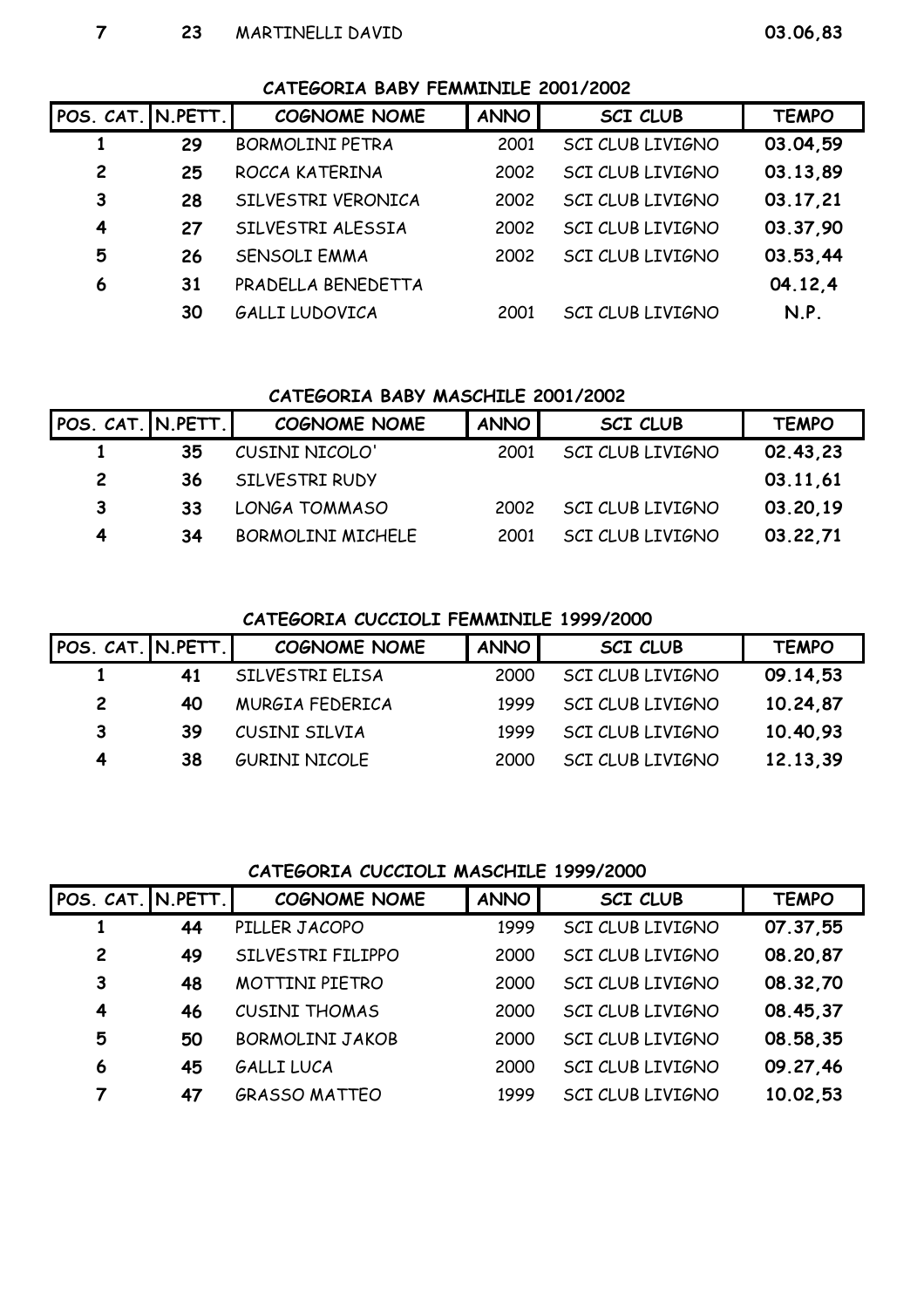| 7 | 23 | MARTINELLI DAVID | | | 03.06,83 |
|---|---|---|---|---|---|

**CATEGORIA BABY FEMMINILE 2001/2002**

| POS. CAT. | N.PETT. | COGNOME NOME | ANNO | SCI CLUB | TEMPO |
|---|---|---|---|---|---|
| 1 | 29 | BORMOLINI PETRA | 2001 | SCI CLUB LIVIGNO | 03.04,59 |
| 2 | 25 | ROCCA KATERINA | 2002 | SCI CLUB LIVIGNO | 03.13,89 |
| 3 | 28 | SILVESTRI VERONICA | 2002 | SCI CLUB LIVIGNO | 03.17,21 |
| 4 | 27 | SILVESTRI ALESSIA | 2002 | SCI CLUB LIVIGNO | 03.37,90 |
| 5 | 26 | SENSOLI EMMA | 2002 | SCI CLUB LIVIGNO | 03.53,44 |
| 6 | 31 | PRADELLA BENEDETTA | | | 04.12,4 |
| | 30 | GALLI LUDOVICA | 2001 | SCI CLUB LIVIGNO | N.P. |

**CATEGORIA BABY MASCHILE 2001/2002**

| POS. CAT. | N.PETT. | COGNOME NOME | ANNO | SCI CLUB | TEMPO |
|---|---|---|---|---|---|
| 1 | 35 | CUSINI NICOLO' | 2001 | SCI CLUB LIVIGNO | 02.43,23 |
| 2 | 36 | SILVESTRI RUDY | | | 03.11,61 |
| 3 | 33 | LONGA TOMMASO | 2002 | SCI CLUB LIVIGNO | 03.20,19 |
| 4 | 34 | BORMOLINI MICHELE | 2001 | SCI CLUB LIVIGNO | 03.22,71 |

**CATEGORIA CUCCIOLI FEMMINILE 1999/2000**

| POS. CAT. | N.PETT. | COGNOME NOME | ANNO | SCI CLUB | TEMPO |
|---|---|---|---|---|---|
| 1 | 41 | SILVESTRI ELISA | 2000 | SCI CLUB LIVIGNO | 09.14,53 |
| 2 | 40 | MURGIA FEDERICA | 1999 | SCI CLUB LIVIGNO | 10.24,87 |
| 3 | 39 | CUSINI SILVIA | 1999 | SCI CLUB LIVIGNO | 10.40,93 |
| 4 | 38 | GURINI NICOLE | 2000 | SCI CLUB LIVIGNO | 12.13,39 |

**CATEGORIA CUCCIOLI MASCHILE 1999/2000**

| POS. CAT. | N.PETT. | COGNOME NOME | ANNO | SCI CLUB | TEMPO |
|---|---|---|---|---|---|
| 1 | 44 | PILLER JACOPO | 1999 | SCI CLUB LIVIGNO | 07.37,55 |
| 2 | 49 | SILVESTRI FILIPPO | 2000 | SCI CLUB LIVIGNO | 08.20,87 |
| 3 | 48 | MOTTINI PIETRO | 2000 | SCI CLUB LIVIGNO | 08.32,70 |
| 4 | 46 | CUSINI THOMAS | 2000 | SCI CLUB LIVIGNO | 08.45,37 |
| 5 | 50 | BORMOLINI JAKOB | 2000 | SCI CLUB LIVIGNO | 08.58,35 |
| 6 | 45 | GALLI LUCA | 2000 | SCI CLUB LIVIGNO | 09.27,46 |
| 7 | 47 | GRASSO MATTEO | 1999 | SCI CLUB LIVIGNO | 10.02,53 |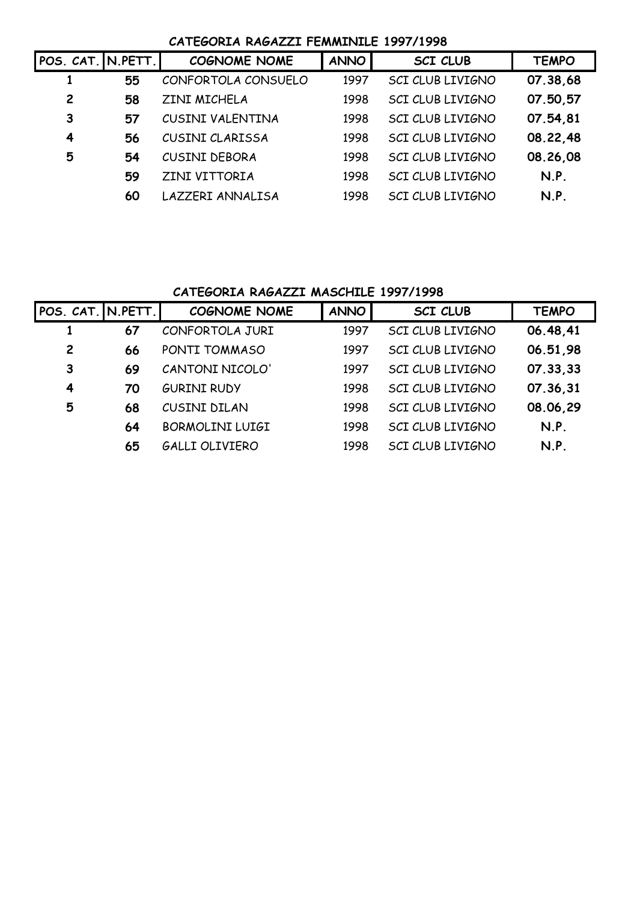**CATEGORIA RAGAZZI FEMMINILE 1997/1998**

| POS. CAT. | N.PETT. | COGNOME NOME | ANNO | SCI CLUB | TEMPO |
|---|---|---|---|---|---|
| 1 | 55 | CONFORTOLA CONSUELO | 1997 | SCI CLUB LIVIGNO | 07.38,68 |
| 2 | 58 | ZINI MICHELA | 1998 | SCI CLUB LIVIGNO | 07.50,57 |
| 3 | 57 | CUSINI VALENTINA | 1998 | SCI CLUB LIVIGNO | 07.54,81 |
| 4 | 56 | CUSINI CLARISSA | 1998 | SCI CLUB LIVIGNO | 08.22,48 |
| 5 | 54 | CUSINI DEBORA | 1998 | SCI CLUB LIVIGNO | 08.26,08 |
| | 59 | ZINI VITTORIA | 1998 | SCI CLUB LIVIGNO | N.P. |
| | 60 | LAZZERI ANNALISA | 1998 | SCI CLUB LIVIGNO | N.P. |

**CATEGORIA RAGAZZI MASCHILE 1997/1998**

| POS. CAT. | N.PETT. | COGNOME NOME | ANNO | SCI CLUB | TEMPO |
|---|---|---|---|---|---|
| 1 | 67 | CONFORTOLA JURI | 1997 | SCI CLUB LIVIGNO | 06.48,41 |
| 2 | 66 | PONTI TOMMASO | 1997 | SCI CLUB LIVIGNO | 06.51,98 |
| 3 | 69 | CANTONI NICOLO' | 1997 | SCI CLUB LIVIGNO | 07.33,33 |
| 4 | 70 | GURINI RUDY | 1998 | SCI CLUB LIVIGNO | 07.36,31 |
| 5 | 68 | CUSINI DILAN | 1998 | SCI CLUB LIVIGNO | 08.06,29 |
| | 64 | BORMOLINI LUIGI | 1998 | SCI CLUB LIVIGNO | N.P. |
| | 65 | GALLI OLIVIERO | 1998 | SCI CLUB LIVIGNO | N.P. |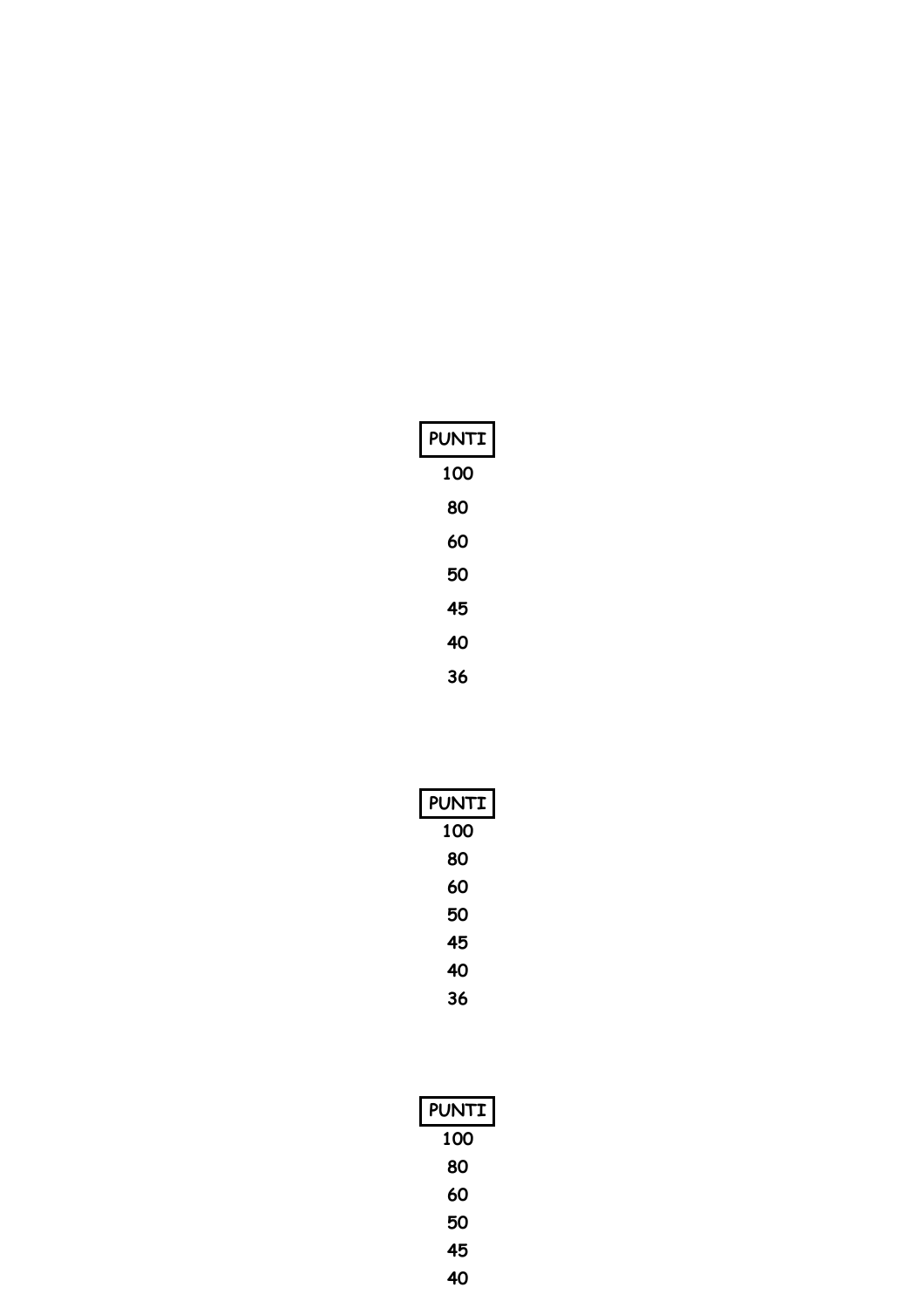| PUNTI |
| --- |
| 100 |
| 80 |
| 60 |
| 50 |
| 45 |
| 40 |
| 36 |

| PUNTI |
| --- |
| 100 |
| 80 |
| 60 |
| 50 |
| 45 |
| 40 |
| 36 |

| PUNTI |
| --- |
| 100 |
| 80 |
| 60 |
| 50 |
| 45 |
| 40 |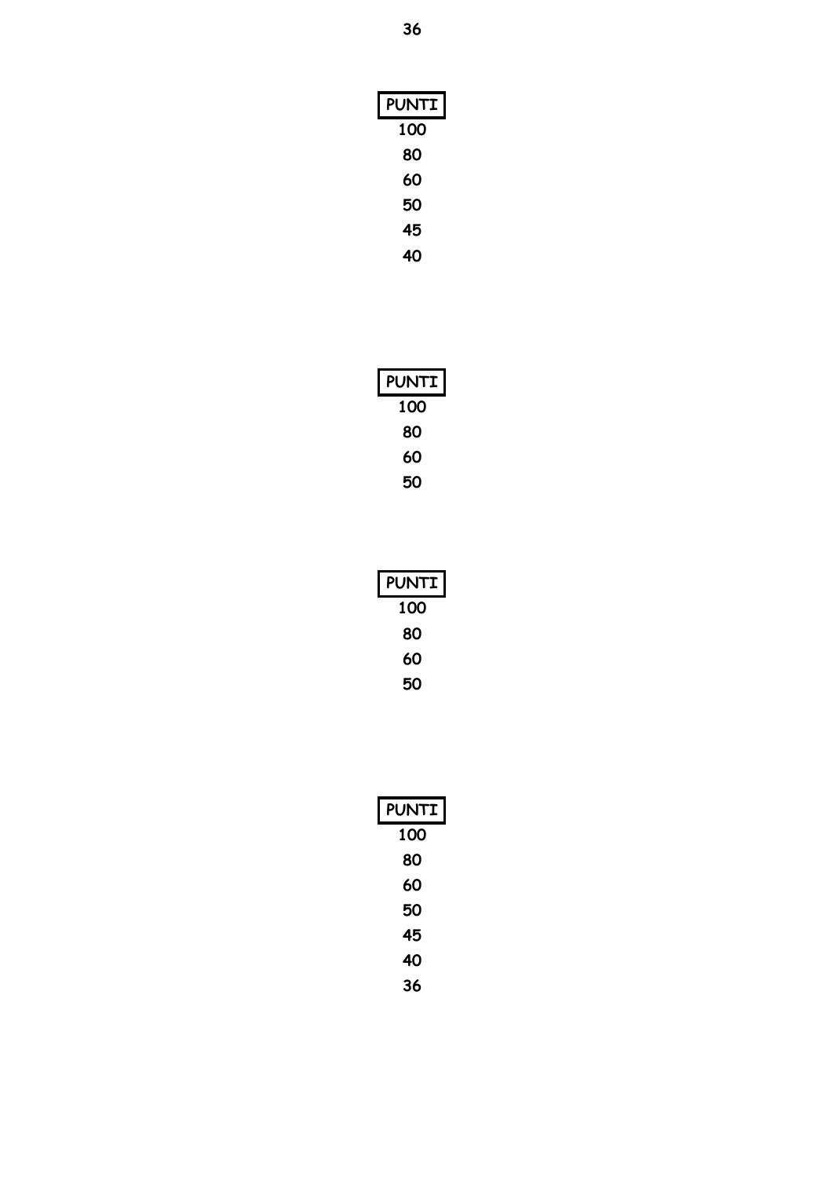36

| PUNTI |
|---|
| 100 |
| 80 |
| 60 |
| 50 |
| 45 |
| 40 |

| PUNTI |
|---|
| 100 |
| 80 |
| 60 |
| 50 |

| PUNTI |
|---|
| 100 |
| 80 |
| 60 |
| 50 |

| PUNTI |
|---|
| 100 |
| 80 |
| 60 |
| 50 |
| 45 |
| 40 |
| 36 |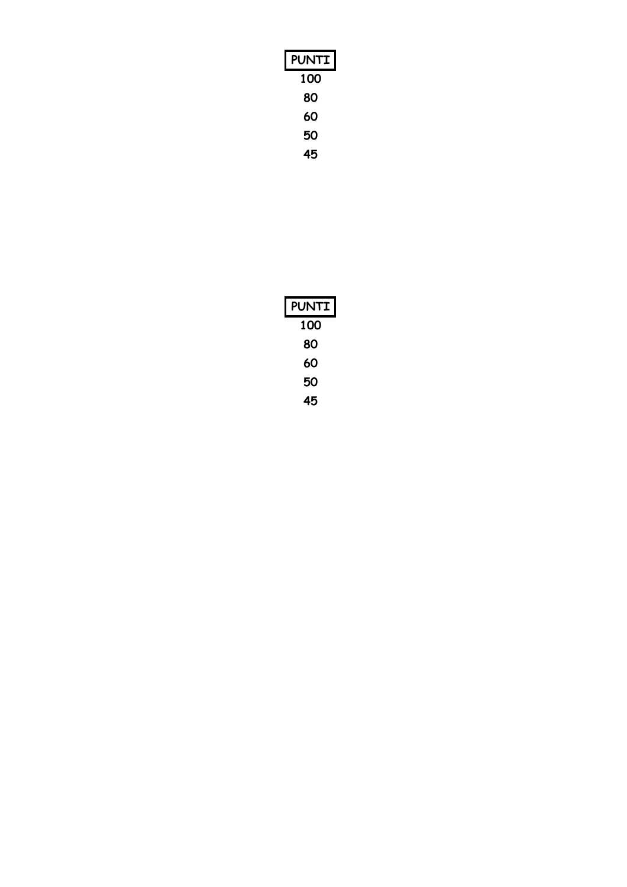| PUNTI |
| --- |
| 100 |
| 80 |
| 60 |
| 50 |
| 45 |

| PUNTI |
| --- |
| 100 |
| 80 |
| 60 |
| 50 |
| 45 |